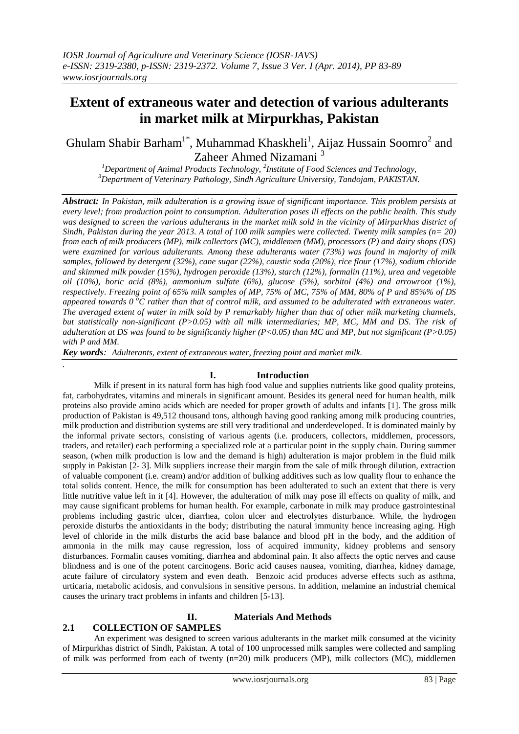# Extent of extraneous water and detection of various adulterants in market milk at Mirpurkhas, Pakistan

Ghulam Shabir Barham[1*], Muhammad Khaskheli[1], Aijaz Hussain Soomro[2] and Zaheer Ahmed Nizamani [3]

[1]Department of Animal Products Technology, [2]Institute of Food Sciences and Technology, [3]Department of Veterinary Pathology, Sindh Agriculture University, Tandojam, PAKISTAN.

***Abstract:*** *In Pakistan, milk adulteration is a growing issue of significant importance. This problem persists at every level; from production point to consumption. Adulteration poses ill effects on the public health. This study was designed to screen the various adulterants in the market milk sold in the vicinity of Mirpurkhas district of Sindh, Pakistan during the year 2013. A total of 100 milk samples were collected. Twenty milk samples (n= 20) from each of milk producers (MP), milk collectors (MC), middlemen (MM), processors (P) and dairy shops (DS) were examined for various adulterants. Among these adulterants water (73%) was found in majority of milk samples, followed by detergent (32%), cane sugar (22%), caustic soda (20%), rice flour (17%), sodium chloride and skimmed milk powder (15%), hydrogen peroxide (13%), starch (12%), formalin (11%), urea and vegetable oil (10%), boric acid (8%), ammonium sulfate (6%), glucose (5%), sorbitol (4%) and arrowroot (1%), respectively. Freezing point of 65% milk samples of MP, 75% of MC, 75% of MM, 80% of P and 85%% of DS appeared towards 0 °C rather than that of control milk, and assumed to be adulterated with extraneous water. The averaged extent of water in milk sold by P remarkably higher than that of other milk marketing channels, but statistically non-significant (P>0.05) with all milk intermediaries; MP, MC, MM and DS. The risk of adulteration at DS was found to be significantly higher (P<0.05) than MC and MP, but not significant (P>0.05) with P and MM.*

***Key words****: Adulterants, extent of extraneous water, freezing point and market milk.*

.

## I. Introduction

Milk if present in its natural form has high food value and supplies nutrients like good quality proteins, fat, carbohydrates, vitamins and minerals in significant amount. Besides its general need for human health, milk proteins also provide amino acids which are needed for proper growth of adults and infants [1]. The gross milk production of Pakistan is 49,512 thousand tons, although having good ranking among milk producing countries, milk production and distribution systems are still very traditional and underdeveloped. It is dominated mainly by the informal private sectors, consisting of various agents (i.e. producers, collectors, middlemen, processors, traders, and retailer) each performing a specialized role at a particular point in the supply chain. During summer season, (when milk production is low and the demand is high) adulteration is major problem in the fluid milk supply in Pakistan [2- 3]. Milk suppliers increase their margin from the sale of milk through dilution, extraction of valuable component (i.e. cream) and/or addition of bulking additives such as low quality flour to enhance the total solids content. Hence, the milk for consumption has been adulterated to such an extent that there is very little nutritive value left in it [4]. However, the adulteration of milk may pose ill effects on quality of milk, and may cause significant problems for human health. For example, carbonate in milk may produce gastrointestinal problems including gastric ulcer, diarrhea, colon ulcer and electrolytes disturbance. While, the hydrogen peroxide disturbs the antioxidants in the body; distributing the natural immunity hence increasing aging. High level of chloride in the milk disturbs the acid base balance and blood pH in the body, and the addition of ammonia in the milk may cause regression, loss of acquired immunity, kidney problems and sensory disturbances. Formalin causes vomiting, diarrhea and abdominal pain. It also affects the optic nerves and cause blindness and is one of the potent carcinogens. Boric acid causes nausea, vomiting, diarrhea, kidney damage, acute failure of circulatory system and even death. Benzoic acid produces adverse effects such as asthma, urticaria, metabolic acidosis, and convulsions in sensitive persons. In addition, melamine an industrial chemical causes the urinary tract problems in infants and children [5-13].

## II. Materials And Methods

### 2.1 COLLECTION OF SAMPLES

An experiment was designed to screen various adulterants in the market milk consumed at the vicinity of Mirpurkhas district of Sindh, Pakistan. A total of 100 unprocessed milk samples were collected and sampling of milk was performed from each of twenty (n=20) milk producers (MP), milk collectors (MC), middlemen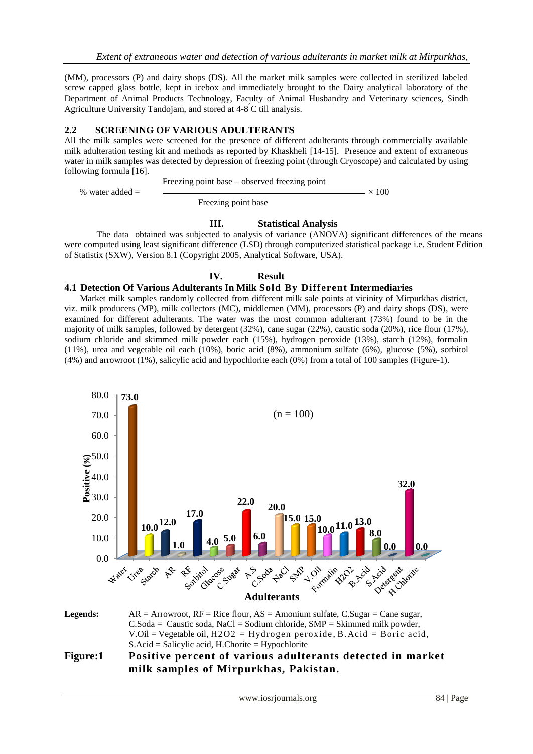(MM), processors (P) and dairy shops (DS). All the market milk samples were collected in sterilized labeled screw capped glass bottle, kept in icebox and immediately brought to the Dairy analytical laboratory of the Department of Animal Products Technology, Faculty of Animal Husbandry and Veterinary sciences, Sindh Agriculture University Tandojam, and stored at 4-8°C till analysis.

## 2.2 SCREENING OF VARIOUS ADULTERANTS

All the milk samples were screened for the presence of different adulterants through commercially available milk adulteration testing kit and methods as reported by Khaskheli [14-15]. Presence and extent of extraneous water in milk samples was detected by depression of freezing point (through Cryoscope) and calculated by using following formula [16].

$$\% \text{ water added} = \frac{\text{Freezing point base} - \text{observed freezing point}}{\text{Freezing point base}} \times 100$$

# III. Statistical Analysis

The data obtained was subjected to analysis of variance (ANOVA) significant differences of the means were computed using least significant difference (LSD) through computerized statistical package i.e. Student Edition of Statistix (SXW), Version 8.1 (Copyright 2005, Analytical Software, USA).

# IV. Result

## 4.1 Detection Of Various Adulterants In Milk Sold By Different Intermediaries

Market milk samples randomly collected from different milk sale points at vicinity of Mirpurkhas district, viz. milk producers (MP), milk collectors (MC), middlemen (MM), processors (P) and dairy shops (DS), were examined for different adulterants. The water was the most common adulterant (73%) found to be in the majority of milk samples, followed by detergent (32%), cane sugar (22%), caustic soda (20%), rice flour (17%), sodium chloride and skimmed milk powder each (15%), hydrogen peroxide (13%), starch (12%), formalin (11%), urea and vegetable oil each (10%), boric acid (8%), ammonium sulfate (6%), glucose (5%), sorbitol (4%) and arrowroot (1%), salicylic acid and hypochlorite each (0%) from a total of 100 samples (Figure-1).

| Adulterant | Positive (%) (n = 100) |
|---|---|
| Water | 73.0 |
| Urea | 10.0 |
| Starch | 12.0 |
| AR | 1.0 |
| RF | 17.0 |
| Sorbitol | 4.0 |
| Glucose | 5.0 |
| C.Sugar | 22.0 |
| A.S | 6.0 |
| C.Soda | 20.0 |
| NaCl | 15.0 |
| SMP | 15.0 |
| V.Oil | 10.0 |
| Formalin | 11.0 |
| H2O2 | 13.0 |
| B.Acid | 8.0 |
| S.Acid | 0.0 |
| Detergent | 32.0 |
| H.Chlorite | 0.0 |

**Legends:** AR = Arrowroot, RF = Rice flour, AS = Amonium sulfate, C.Sugar = Cane sugar, C.Soda = Caustic soda, NaCl = Sodium chloride, SMP = Skimmed milk powder, V.Oil = Vegetable oil, H2O2 = Hydrogen peroxide, B.Acid = Boric acid, S.Acid = Salicylic acid, H.Chorite = Hypochlorite

**Figure:1 Positive percent of various adulterants detected in market milk samples of Mirpurkhas, Pakistan.**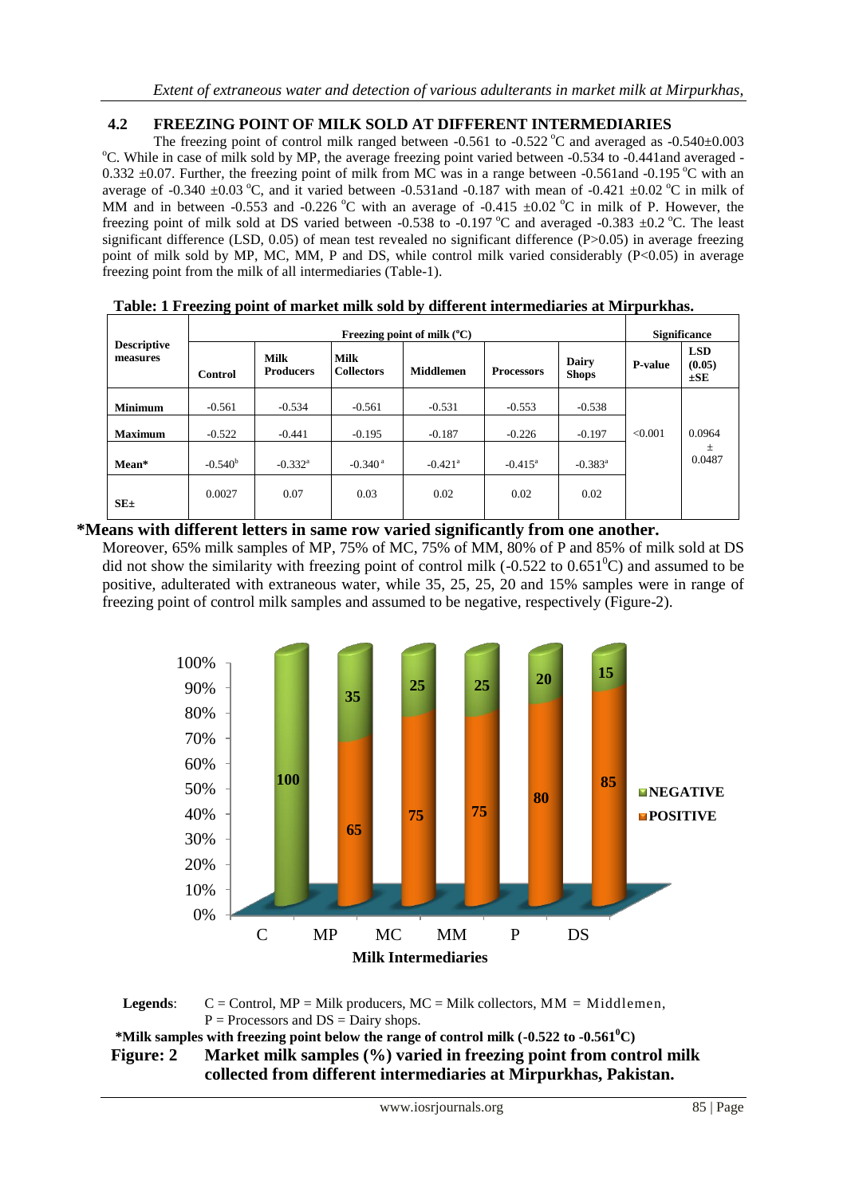## 4.2 FREEZING POINT OF MILK SOLD AT DIFFERENT INTERMEDIARIES

The freezing point of control milk ranged between -0.561 to -0.522 $^{o}$C and averaged as -0.540±0.003 $^{o}$C. While in case of milk sold by MP, the average freezing point varied between -0.534 to -0.441and averaged -0.332 ±0.07. Further, the freezing point of milk from MC was in a range between -0.561and -0.195 $^{o}$C with an average of -0.340 ±0.03 $^{o}$C, and it varied between -0.531and -0.187 with mean of -0.421 ±0.02 $^{o}$C in milk of MM and in between -0.553 and -0.226 $^{o}$C with an average of -0.415 ±0.02 $^{o}$C in milk of P. However, the freezing point of milk sold at DS varied between -0.538 to -0.197 $^{o}$C and averaged -0.383 ±0.2 $^{o}$C. The least significant difference (LSD, 0.05) of mean test revealed no significant difference (P>0.05) in average freezing point of milk sold by MP, MC, MM, P and DS, while control milk varied considerably (P<0.05) in average freezing point from the milk of all intermediaries (Table-1).

**Table: 1 Freezing point of market milk sold by different intermediaries at Mirpurkhas.**

| Descriptive measures | Freezing point of milk (°C) | | | | | | Significance | |
|---|---|---|---|---|---|---|---|---|
| | Control | Milk Producers | Milk Collectors | Middlemen | Processors | Dairy Shops | P-value | LSD (0.05) ±SE |
| **Minimum** | -0.561 | -0.534 | -0.561 | -0.531 | -0.553 | -0.538 | <0.001 | 0.0964 ± 0.0487 |
| **Maximum** | -0.522 | -0.441 | -0.195 | -0.187 | -0.226 | -0.197 | | |
| **Mean*** | -0.540$^{b}$ | -0.332$^{a}$ | -0.340$^{a}$ | -0.421$^{a}$ | -0.415$^{a}$ | -0.383$^{a}$ | | |
| **SE±** | 0.0027 | 0.07 | 0.03 | 0.02 | 0.02 | 0.02 | | |

**\*Means with different letters in same row varied significantly from one another.**

Moreover, 65% milk samples of MP, 75% of MC, 75% of MM, 80% of P and 85% of milk sold at DS did not show the similarity with freezing point of control milk (-0.522 to 0.651$^{0}$C) and assumed to be positive, adulterated with extraneous water, while 35, 25, 25, 20 and 15% samples were in range of freezing point of control milk samples and assumed to be negative, respectively (Figure-2).

| Milk Intermediaries | NEGATIVE (%) | POSITIVE (%) |
|---|---|---|
| C | 100 | |
| MP | 35 | 65 |
| MC | 25 | 75 |
| MM | 25 | 75 |
| P | 20 | 80 |
| DS | 15 | 85 |

**Legends**: C = Control, MP = Milk producers, MC = Milk collectors, MM = Middlemen, P = Processors and DS = Dairy shops.

**\*Milk samples with freezing point below the range of control milk (-0.522 to -0.561$^{0}$C)**

**Figure: 2 Market milk samples (%) varied in freezing point from control milk collected from different intermediaries at Mirpurkhas, Pakistan.**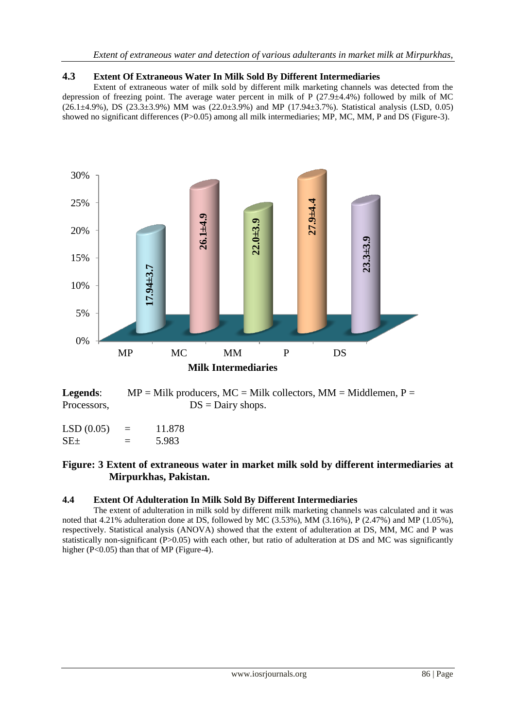## 4.3 Extent Of Extraneous Water In Milk Sold By Different Intermediaries

Extent of extraneous water of milk sold by different milk marketing channels was detected from the depression of freezing point. The average water percent in milk of P (27.9±4.4%) followed by milk of MC (26.1±4.9%), DS (23.3±3.9%) MM was (22.0±3.9%) and MP (17.94±3.7%). Statistical analysis (LSD, 0.05) showed no significant differences (P>0.05) among all milk intermediaries; MP, MC, MM, P and DS (Figure-3).

**Legends**: MP = Milk producers, MC = Milk collectors, MM = Middlemen, P = Processors, DS = Dairy shops.

LSD (0.05) = 11.878
SE± = 5.983

**Figure: 3 Extent of extraneous water in market milk sold by different intermediaries at Mirpurkhas, Pakistan.**

## 4.4 Extent Of Adulteration In Milk Sold By Different Intermediaries

The extent of adulteration in milk sold by different milk marketing channels was calculated and it was noted that 4.21% adulteration done at DS, followed by MC (3.53%), MM (3.16%), P (2.47%) and MP (1.05%), respectively. Statistical analysis (ANOVA) showed that the extent of adulteration at DS, MM, MC and P was statistically non-significant (P>0.05) with each other, but ratio of adulteration at DS and MC was significantly higher (P<0.05) than that of MP (Figure-4).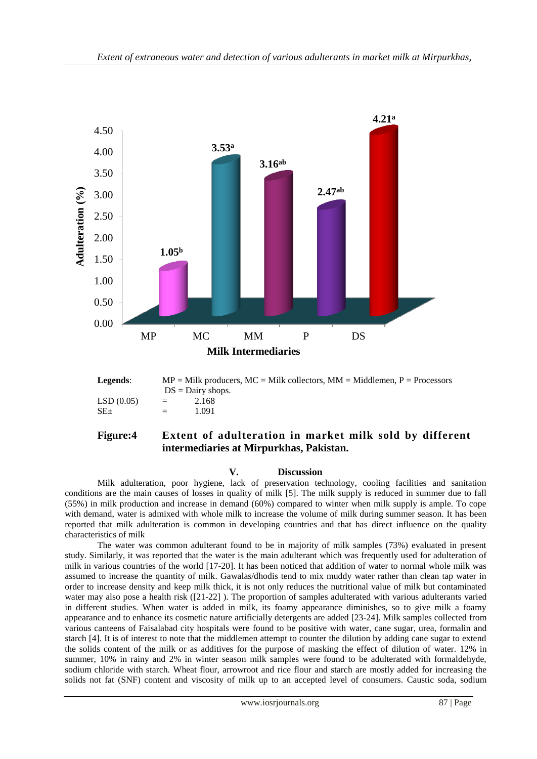Legends: MP = Milk producers, MC = Milk collectors, MM = Middlemen, P = Processors DS = Dairy shops.

LSD (0.05) = 2.168

SE± = 1.091

**Figure:4 Extent of adulteration in market milk sold by different intermediaries at Mirpurkhas, Pakistan.**

## V. Discussion

Milk adulteration, poor hygiene, lack of preservation technology, cooling facilities and sanitation conditions are the main causes of losses in quality of milk [5]. The milk supply is reduced in summer due to fall (55%) in milk production and increase in demand (60%) compared to winter when milk supply is ample. To cope with demand, water is admixed with whole milk to increase the volume of milk during summer season. It has been reported that milk adulteration is common in developing countries and that has direct influence on the quality characteristics of milk

The water was common adulterant found to be in majority of milk samples (73%) evaluated in present study. Similarly, it was reported that the water is the main adulterant which was frequently used for adulteration of milk in various countries of the world [17-20]. It has been noticed that addition of water to normal whole milk was assumed to increase the quantity of milk. Gawalas/dhodis tend to mix muddy water rather than clean tap water in order to increase density and keep milk thick, it is not only reduces the nutritional value of milk but contaminated water may also pose a health risk ([21-22] ). The proportion of samples adulterated with various adulterants varied in different studies. When water is added in milk, its foamy appearance diminishes, so to give milk a foamy appearance and to enhance its cosmetic nature artificially detergents are added [23-24]. Milk samples collected from various canteens of Faisalabad city hospitals were found to be positive with water, cane sugar, urea, formalin and starch [4]. It is of interest to note that the middlemen attempt to counter the dilution by adding cane sugar to extend the solids content of the milk or as additives for the purpose of masking the effect of dilution of water. 12% in summer, 10% in rainy and 2% in winter season milk samples were found to be adulterated with formaldehyde, sodium chloride with starch. Wheat flour, arrowroot and rice flour and starch are mostly added for increasing the solids not fat (SNF) content and viscosity of milk up to an accepted level of consumers. Caustic soda, sodium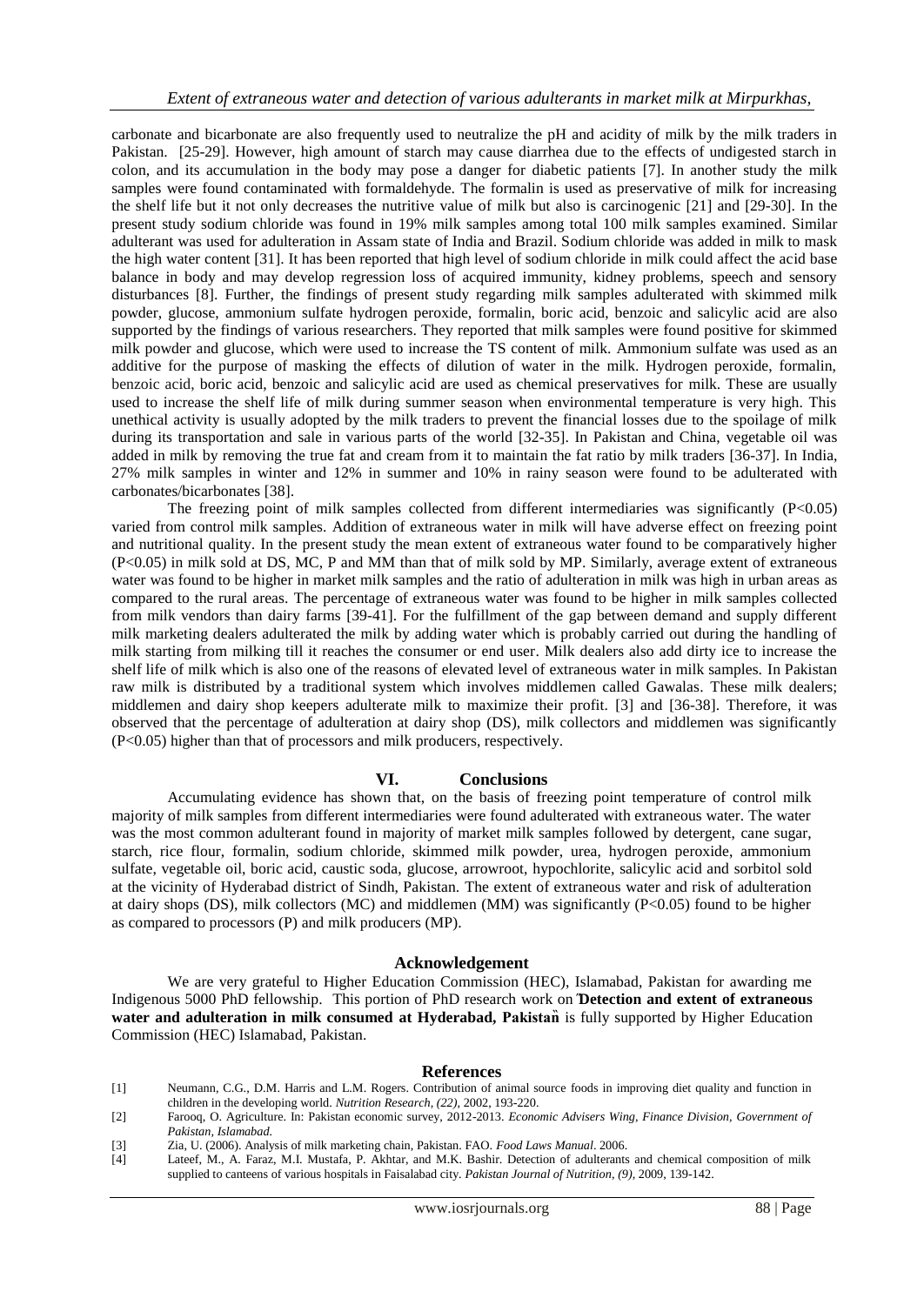carbonate and bicarbonate are also frequently used to neutralize the pH and acidity of milk by the milk traders in Pakistan. [25-29]. However, high amount of starch may cause diarrhea due to the effects of undigested starch in colon, and its accumulation in the body may pose a danger for diabetic patients [7]. In another study the milk samples were found contaminated with formaldehyde. The formalin is used as preservative of milk for increasing the shelf life but it not only decreases the nutritive value of milk but also is carcinogenic [21] and [29-30]. In the present study sodium chloride was found in 19% milk samples among total 100 milk samples examined. Similar adulterant was used for adulteration in Assam state of India and Brazil. Sodium chloride was added in milk to mask the high water content [31]. It has been reported that high level of sodium chloride in milk could affect the acid base balance in body and may develop regression loss of acquired immunity, kidney problems, speech and sensory disturbances [8]. Further, the findings of present study regarding milk samples adulterated with skimmed milk powder, glucose, ammonium sulfate hydrogen peroxide, formalin, boric acid, benzoic and salicylic acid are also supported by the findings of various researchers. They reported that milk samples were found positive for skimmed milk powder and glucose, which were used to increase the TS content of milk. Ammonium sulfate was used as an additive for the purpose of masking the effects of dilution of water in the milk. Hydrogen peroxide, formalin, benzoic acid, boric acid, benzoic and salicylic acid are used as chemical preservatives for milk. These are usually used to increase the shelf life of milk during summer season when environmental temperature is very high. This unethical activity is usually adopted by the milk traders to prevent the financial losses due to the spoilage of milk during its transportation and sale in various parts of the world [32-35]. In Pakistan and China, vegetable oil was added in milk by removing the true fat and cream from it to maintain the fat ratio by milk traders [36-37]. In India, 27% milk samples in winter and 12% in summer and 10% in rainy season were found to be adulterated with carbonates/bicarbonates [38].

The freezing point of milk samples collected from different intermediaries was significantly ($P<0.05$) varied from control milk samples. Addition of extraneous water in milk will have adverse effect on freezing point and nutritional quality. In the present study the mean extent of extraneous water found to be comparatively higher ($P<0.05$) in milk sold at DS, MC, P and MM than that of milk sold by MP. Similarly, average extent of extraneous water was found to be higher in market milk samples and the ratio of adulteration in milk was high in urban areas as compared to the rural areas. The percentage of extraneous water was found to be higher in milk samples collected from milk vendors than dairy farms [39-41]. For the fulfillment of the gap between demand and supply different milk marketing dealers adulterated the milk by adding water which is probably carried out during the handling of milk starting from milking till it reaches the consumer or end user. Milk dealers also add dirty ice to increase the shelf life of milk which is also one of the reasons of elevated level of extraneous water in milk samples. In Pakistan raw milk is distributed by a traditional system which involves middlemen called Gawalas. These milk dealers; middlemen and dairy shop keepers adulterate milk to maximize their profit. [3] and [36-38]. Therefore, it was observed that the percentage of adulteration at dairy shop (DS), milk collectors and middlemen was significantly ($P<0.05$) higher than that of processors and milk producers, respectively.

## VI. Conclusions

Accumulating evidence has shown that, on the basis of freezing point temperature of control milk majority of milk samples from different intermediaries were found adulterated with extraneous water. The water was the most common adulterant found in majority of market milk samples followed by detergent, cane sugar, starch, rice flour, formalin, sodium chloride, skimmed milk powder, urea, hydrogen peroxide, ammonium sulfate, vegetable oil, boric acid, caustic soda, glucose, arrowroot, hypochlorite, salicylic acid and sorbitol sold at the vicinity of Hyderabad district of Sindh, Pakistan. The extent of extraneous water and risk of adulteration at dairy shops (DS), milk collectors (MC) and middlemen (MM) was significantly ($P<0.05$) found to be higher as compared to processors (P) and milk producers (MP).

## Acknowledgement

We are very grateful to Higher Education Commission (HEC), Islamabad, Pakistan for awarding me Indigenous 5000 PhD fellowship. This portion of PhD research work on "**Detection and extent of extraneous water and adulteration in milk consumed at Hyderabad, Pakistan**" is fully supported by Higher Education Commission (HEC) Islamabad, Pakistan.

## References

[1] Neumann, C.G., D.M. Harris and L.M. Rogers. Contribution of animal source foods in improving diet quality and function in children in the developing world. *Nutrition Research, (22)*, 2002, 193-220.

[2] Farooq, O. Agriculture. In: Pakistan economic survey, 2012-2013. *Economic Advisers Wing, Finance Division, Government of Pakistan, Islamabad.*

[3] Zia, U. (2006). Analysis of milk marketing chain, Pakistan. FAO. *Food Laws Manual*. 2006.

[4] Lateef, M., A. Faraz, M.I. Mustafa, P. Akhtar, and M.K. Bashir. Detection of adulterants and chemical composition of milk supplied to canteens of various hospitals in Faisalabad city. *Pakistan Journal of Nutrition, (9)*, 2009, 139-142.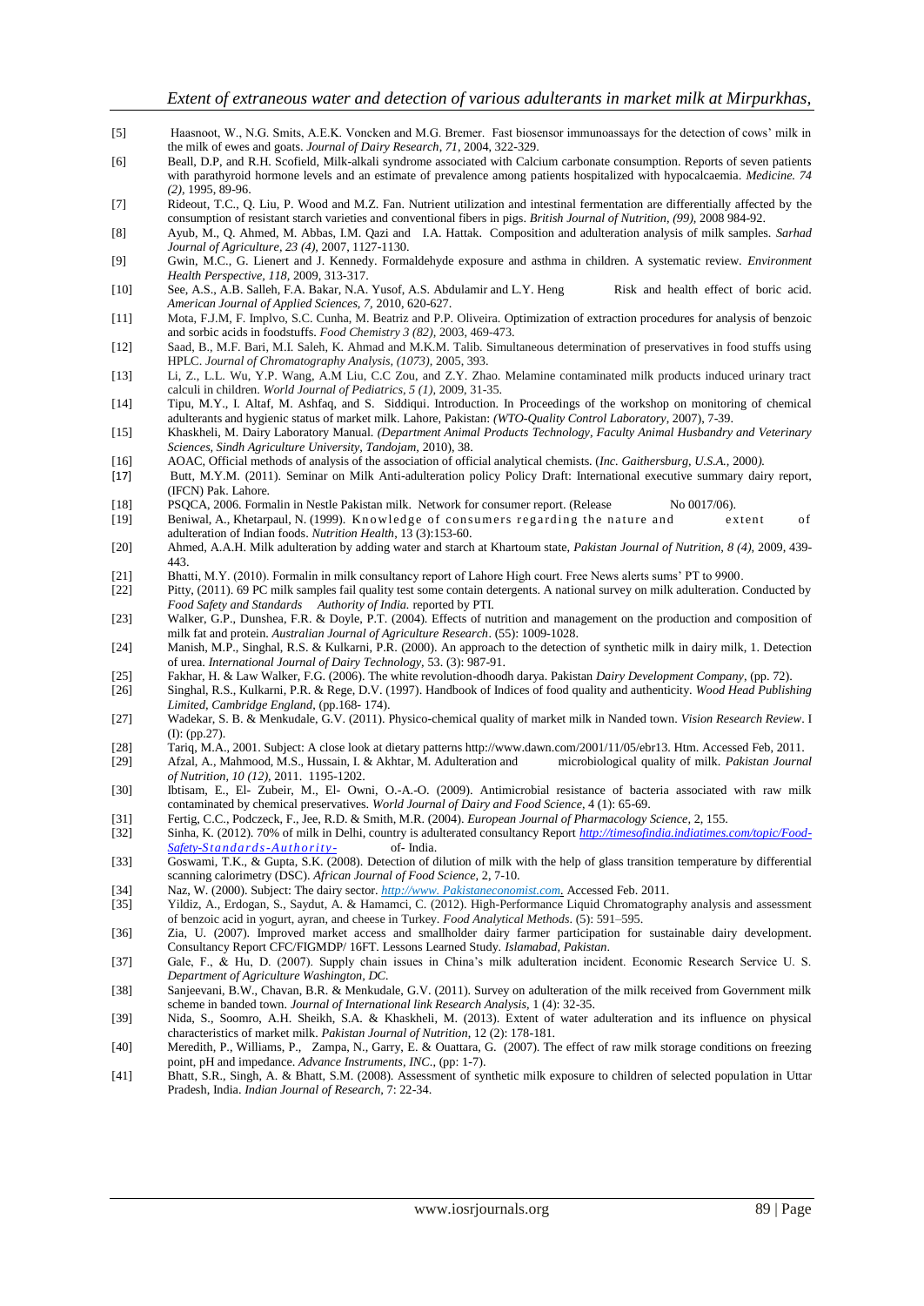[5] Haasnoot, W., N.G. Smits, A.E.K. Voncken and M.G. Bremer. Fast biosensor immunoassays for the detection of cows' milk in the milk of ewes and goats. *Journal of Dairy Research, 71*, 2004, 322-329.

[6] Beall, D.P, and R.H. Scofield, Milk-alkali syndrome associated with Calcium carbonate consumption. Reports of seven patients with parathyroid hormone levels and an estimate of prevalence among patients hospitalized with hypocalcaemia. *Medicine. 74 (2)*, 1995, 89-96.

[7] Rideout, T.C., Q. Liu, P. Wood and M.Z. Fan. Nutrient utilization and intestinal fermentation are differentially affected by the consumption of resistant starch varieties and conventional fibers in pigs. *British Journal of Nutrition, (99)*, 2008 984-92.

[8] Ayub, M., Q. Ahmed, M. Abbas, I.M. Qazi and I.A. Hattak. Composition and adulteration analysis of milk samples. *Sarhad Journal of Agriculture, 23 (4)*, 2007, 1127-1130.

[9] Gwin, M.C., G. Lienert and J. Kennedy. Formaldehyde exposure and asthma in children. A systematic review. *Environment Health Perspective, 118*, 2009, 313-317.

[10] See, A.S., A.B. Salleh, F.A. Bakar, N.A. Yusof, A.S. Abdulamir and L.Y. Heng Risk and health effect of boric acid. *American Journal of Applied Sciences, 7*, 2010, 620-627.

[11] Mota, F.J.M, F. Implvo, S.C. Cunha, M. Beatriz and P.P. Oliveira. Optimization of extraction procedures for analysis of benzoic and sorbic acids in foodstuffs. *Food Chemistry 3 (82)*, 2003, 469-473.

[12] Saad, B., M.F. Bari, M.I. Saleh, K. Ahmad and M.K.M. Talib. Simultaneous determination of preservatives in food stuffs using HPLC. *Journal of Chromatography Analysis, (1073)*, 2005, 393.

[13] Li, Z., L.L. Wu, Y.P. Wang, A.M Liu, C.C Zou, and Z.Y. Zhao. Melamine contaminated milk products induced urinary tract calculi in children. *World Journal of Pediatrics, 5 (1)*, 2009, 31-35.

[14] Tipu, M.Y., I. Altaf, M. Ashfaq, and S. Siddiqui. Introduction. In Proceedings of the workshop on monitoring of chemical adulterants and hygienic status of market milk. Lahore, Pakistan: *(WTO-Quality Control Laboratory*, 2007), 7-39.

[15] Khaskheli, M. Dairy Laboratory Manual. *(Department Animal Products Technology, Faculty Animal Husbandry and Veterinary Sciences, Sindh Agriculture University, Tandojam*, 2010), 38.

[16] AOAC, Official methods of analysis of the association of official analytical chemists. (*Inc. Gaithersburg, U.S.A.*, 2000*)*.

[17] Butt, M.Y.M. (2011). Seminar on Milk Anti-adulteration policy Policy Draft: International executive summary dairy report, (IFCN) Pak. Lahore.

[18] PSQCA, 2006. Formalin in Nestle Pakistan milk. Network for consumer report. (Release No 0017/06).

[19] Beniwal, A., Khetarpaul, N. (1999). Knowledge of consumers regarding the nature and extent of adulteration of Indian foods. *Nutrition Health*, 13 (3):153-60.

[20] Ahmed, A.A.H. Milk adulteration by adding water and starch at Khartoum state, *Pakistan Journal of Nutrition, 8 (4)*, 2009, 439-443.

[21] Bhatti, M.Y. (2010). Formalin in milk consultancy report of Lahore High court. Free News alerts sums' PT to 9900.

[22] Pitty, (2011). 69 PC milk samples fail quality test some contain detergents. A national survey on milk adulteration. Conducted by *Food Safety and Standards Authority of India.* reported by PTI.

[23] Walker, G.P., Dunshea, F.R. & Doyle, P.T. (2004). Effects of nutrition and management on the production and composition of milk fat and protein. *Australian Journal of Agriculture Research*. (55): 1009-1028.

[24] Manish, M.P., Singhal, R.S. & Kulkarni, P.R. (2000). An approach to the detection of synthetic milk in dairy milk, 1. Detection of urea. *International Journal of Dairy Technology*, 53. (3): 987-91.

[25] Fakhar, H. & Law Walker, F.G. (2006). The white revolution-dhoodh darya. Pakistan *Dairy Development Company*, (pp. 72).

[26] Singhal, R.S., Kulkarni, P.R. & Rege, D.V. (1997). Handbook of Indices of food quality and authenticity. *Wood Head Publishing Limited, Cambridge England*, (pp.168- 174).

[27] Wadekar, S. B. & Menkudale, G.V. (2011). Physico-chemical quality of market milk in Nanded town. *Vision Research Review*. I (I): (pp.27).

[28] Tariq, M.A., 2001. Subject: A close look at dietary patterns http://www.dawn.com/2001/11/05/ebr13. Htm. Accessed Feb, 2011.

[29] Afzal, A., Mahmood, M.S., Hussain, I. & Akhtar, M. Adulteration and microbiological quality of milk. *Pakistan Journal of Nutrition, 10 (12)*, 2011. 1195-1202.

[30] Ibtisam, E., El- Zubeir, M., El- Owni, O.-A.-O. (2009). Antimicrobial resistance of bacteria associated with raw milk contaminated by chemical preservatives. *World Journal of Dairy and Food Science*, 4 (1): 65-69.

[31] Fertig, C.C., Podczeck, F., Jee, R.D. & Smith, M.R. (2004). *European Journal of Pharmacology Science*, 2, 155.

[32] Sinha, K. (2012). 70% of milk in Delhi, country is adulterated consultancy Report *http://timesofindia.indiatimes.com/topic/Food-Safety-Standards-Authority-* of- India.

[33] Goswami, T.K., & Gupta, S.K. (2008). Detection of dilution of milk with the help of glass transition temperature by differential scanning calorimetry (DSC). *African Journal of Food Science*, 2, 7-10.

[34] Naz, W. (2000). Subject: The dairy sector. *http://www. Pakistaneconomist.com.* Accessed Feb. 2011.

[35] Yildiz, A., Erdogan, S., Saydut, A. & Hamamci, C. (2012). High-Performance Liquid Chromatography analysis and assessment of benzoic acid in yogurt, ayran, and cheese in Turkey. *Food Analytical Methods*. (5): 591–595.

[36] Zia, U. (2007). Improved market access and smallholder dairy farmer participation for sustainable dairy development. Consultancy Report CFC/FIGMDP/ 16FT. Lessons Learned Study. *Islamabad, Pakistan*.

[37] Gale, F., & Hu, D. (2007). Supply chain issues in China's milk adulteration incident. Economic Research Service U. S. *Department of Agriculture Washington, DC*.

[38] Sanjeevani, B.W., Chavan, B.R. & Menkudale, G.V. (2011). Survey on adulteration of the milk received from Government milk scheme in banded town. *Journal of International link Research Analysis*, 1 (4): 32-35.

[39] Nida, S., Soomro, A.H. Sheikh, S.A. & Khaskheli, M. (2013). Extent of water adulteration and its influence on physical characteristics of market milk. *Pakistan Journal of Nutrition*, 12 (2): 178-181.

[40] Meredith, P., Williams, P., Zampa, N., Garry, E. & Ouattara, G. (2007). The effect of raw milk storage conditions on freezing point, pH and impedance. *Advance Instruments, INC.*, (pp: 1-7).

[41] Bhatt, S.R., Singh, A. & Bhatt, S.M. (2008). Assessment of synthetic milk exposure to children of selected population in Uttar Pradesh, India. *Indian Journal of Research*, 7: 22-34.